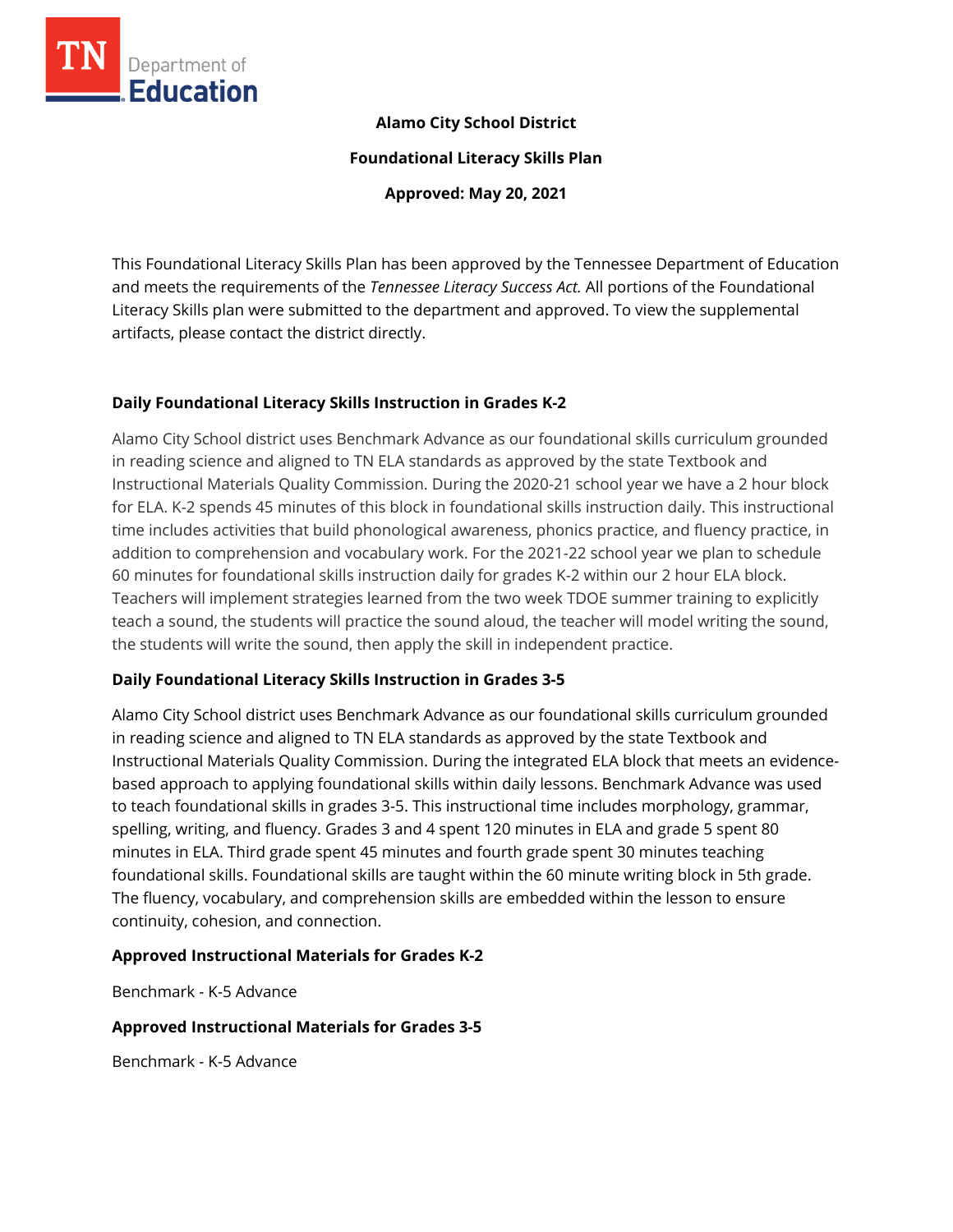**Alamo City School District**

**Foundational Literacy Skills Plan**

**Approved: May 20, 2021**

This Foundational Literacy Skills Plan has been approved by the Tennessee Department of Education and meets the requirements of the *Tennessee Literacy Success Act.* All portions of the Foundational Literacy Skills plan were submitted to the department and approved. To view the supplemental artifacts, please contact the district directly.

## Daily Foundational Literacy Skills Instruction in Grades K-2

Alamo City School district uses Benchmark Advance as our foundational skills curriculum grounded in reading science and aligned to TN ELA standards as approved by the state Textbook and Instructional Materials Quality Commission. During the 2020-21 school year we have a 2 hour block for ELA. K-2 spends 45 minutes of this block in foundational skills instruction daily. This instructional time includes activities that build phonological awareness, phonics practice, and fluency practice, in addition to comprehension and vocabulary work. For the 2021-22 school year we plan to schedule 60 minutes for foundational skills instruction daily for grades K-2 within our 2 hour ELA block. Teachers will implement strategies learned from the two week TDOE summer training to explicitly teach a sound, the students will practice the sound aloud, the teacher will model writing the sound, the students will write the sound, then apply the skill in independent practice.

## Daily Foundational Literacy Skills Instruction in Grades 3-5

Alamo City School district uses Benchmark Advance as our foundational skills curriculum grounded in reading science and aligned to TN ELA standards as approved by the state Textbook and Instructional Materials Quality Commission. During the integrated ELA block that meets an evidence-based approach to applying foundational skills within daily lessons. Benchmark Advance was used to teach foundational skills in grades 3-5. This instructional time includes morphology, grammar, spelling, writing, and fluency. Grades 3 and 4 spent 120 minutes in ELA and grade 5 spent 80 minutes in ELA. Third grade spent 45 minutes and fourth grade spent 30 minutes teaching foundational skills. Foundational skills are taught within the 60 minute writing block in 5th grade. The fluency, vocabulary, and comprehension skills are embedded within the lesson to ensure continuity, cohesion, and connection.

## Approved Instructional Materials for Grades K-2

Benchmark - K-5 Advance

## Approved Instructional Materials for Grades 3-5

Benchmark - K-5 Advance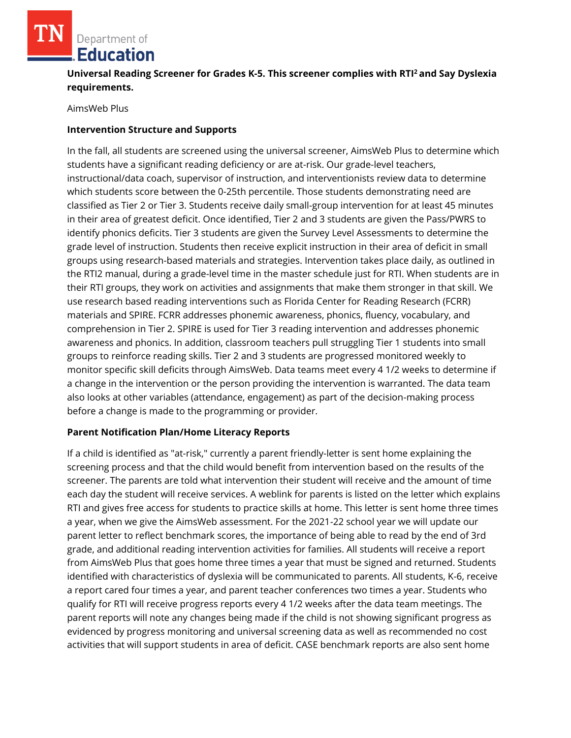**Universal Reading Screener for Grades K-5. This screener complies with RTI² and Say Dyslexia requirements.**

AimsWeb Plus

**Intervention Structure and Supports**

In the fall, all students are screened using the universal screener, AimsWeb Plus to determine which students have a significant reading deficiency or are at-risk. Our grade-level teachers, instructional/data coach, supervisor of instruction, and interventionists review data to determine which students score between the 0-25th percentile. Those students demonstrating need are classified as Tier 2 or Tier 3. Students receive daily small-group intervention for at least 45 minutes in their area of greatest deficit. Once identified, Tier 2 and 3 students are given the Pass/PWRS to identify phonics deficits. Tier 3 students are given the Survey Level Assessments to determine the grade level of instruction. Students then receive explicit instruction in their area of deficit in small groups using research-based materials and strategies. Intervention takes place daily, as outlined in the RTI2 manual, during a grade-level time in the master schedule just for RTI. When students are in their RTI groups, they work on activities and assignments that make them stronger in that skill. We use research based reading interventions such as Florida Center for Reading Research (FCRR) materials and SPIRE. FCRR addresses phonemic awareness, phonics, fluency, vocabulary, and comprehension in Tier 2. SPIRE is used for Tier 3 reading intervention and addresses phonemic awareness and phonics. In addition, classroom teachers pull struggling Tier 1 students into small groups to reinforce reading skills. Tier 2 and 3 students are progressed monitored weekly to monitor specific skill deficits through AimsWeb. Data teams meet every 4 1/2 weeks to determine if a change in the intervention or the person providing the intervention is warranted. The data team also looks at other variables (attendance, engagement) as part of the decision-making process before a change is made to the programming or provider.

**Parent Notification Plan/Home Literacy Reports**

If a child is identified as "at-risk," currently a parent friendly-letter is sent home explaining the screening process and that the child would benefit from intervention based on the results of the screener. The parents are told what intervention their student will receive and the amount of time each day the student will receive services. A weblink for parents is listed on the letter which explains RTI and gives free access for students to practice skills at home. This letter is sent home three times a year, when we give the AimsWeb assessment. For the 2021-22 school year we will update our parent letter to reflect benchmark scores, the importance of being able to read by the end of 3rd grade, and additional reading intervention activities for families. All students will receive a report from AimsWeb Plus that goes home three times a year that must be signed and returned. Students identified with characteristics of dyslexia will be communicated to parents. All students, K-6, receive a report cared four times a year, and parent teacher conferences two times a year. Students who qualify for RTI will receive progress reports every 4 1/2 weeks after the data team meetings. The parent reports will note any changes being made if the child is not showing significant progress as evidenced by progress monitoring and universal screening data as well as recommended no cost activities that will support students in area of deficit. CASE benchmark reports are also sent home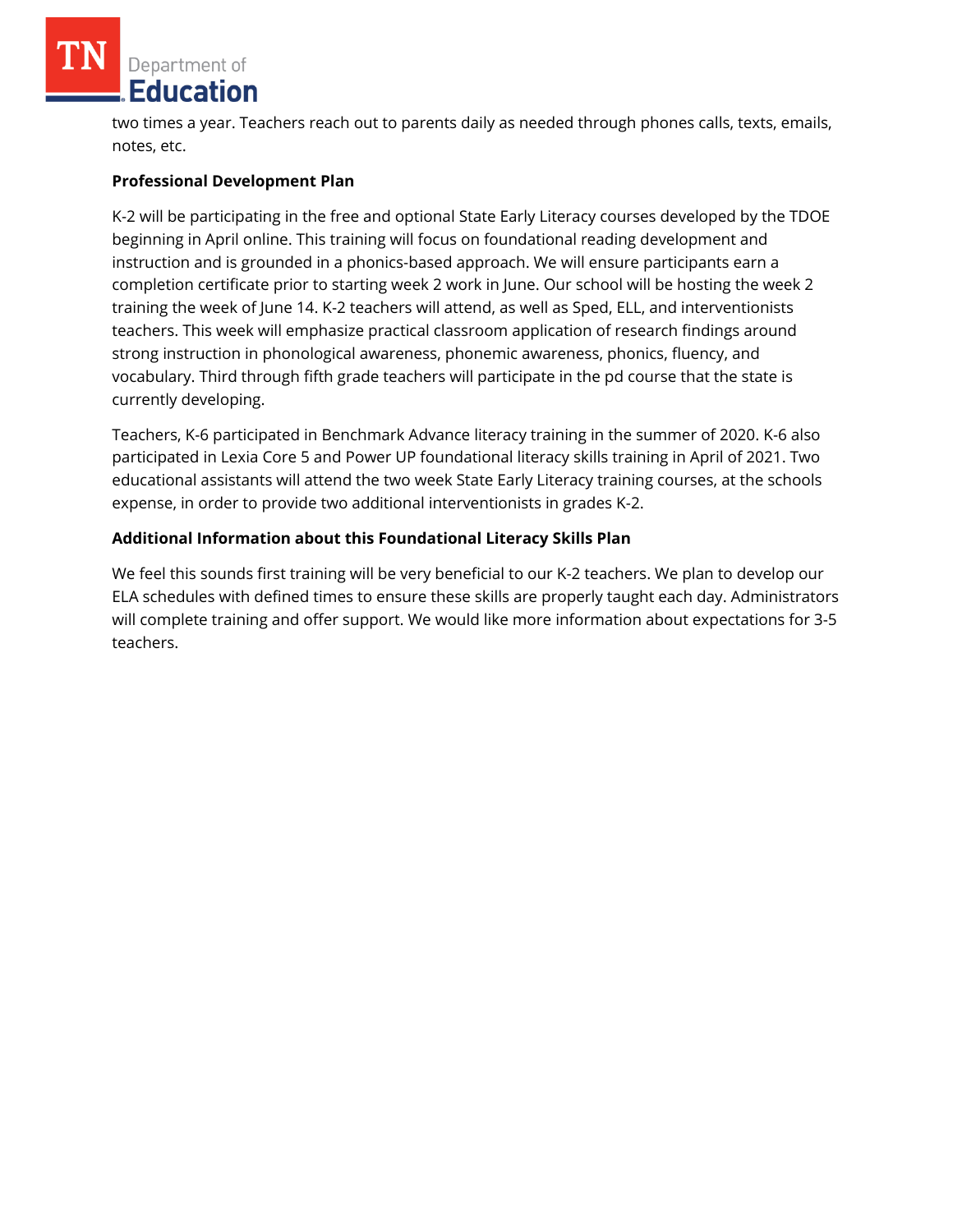two times a year. Teachers reach out to parents daily as needed through phones calls, texts, emails, notes, etc.

**Professional Development Plan**

K-2 will be participating in the free and optional State Early Literacy courses developed by the TDOE beginning in April online. This training will focus on foundational reading development and instruction and is grounded in a phonics-based approach. We will ensure participants earn a completion certificate prior to starting week 2 work in June. Our school will be hosting the week 2 training the week of June 14. K-2 teachers will attend, as well as Sped, ELL, and interventionists teachers. This week will emphasize practical classroom application of research findings around strong instruction in phonological awareness, phonemic awareness, phonics, fluency, and vocabulary. Third through fifth grade teachers will participate in the pd course that the state is currently developing.

Teachers, K-6 participated in Benchmark Advance literacy training in the summer of 2020. K-6 also participated in Lexia Core 5 and Power UP foundational literacy skills training in April of 2021. Two educational assistants will attend the two week State Early Literacy training courses, at the schools expense, in order to provide two additional interventionists in grades K-2.

**Additional Information about this Foundational Literacy Skills Plan**

We feel this sounds first training will be very beneficial to our K-2 teachers. We plan to develop our ELA schedules with defined times to ensure these skills are properly taught each day. Administrators will complete training and offer support. We would like more information about expectations for 3-5 teachers.